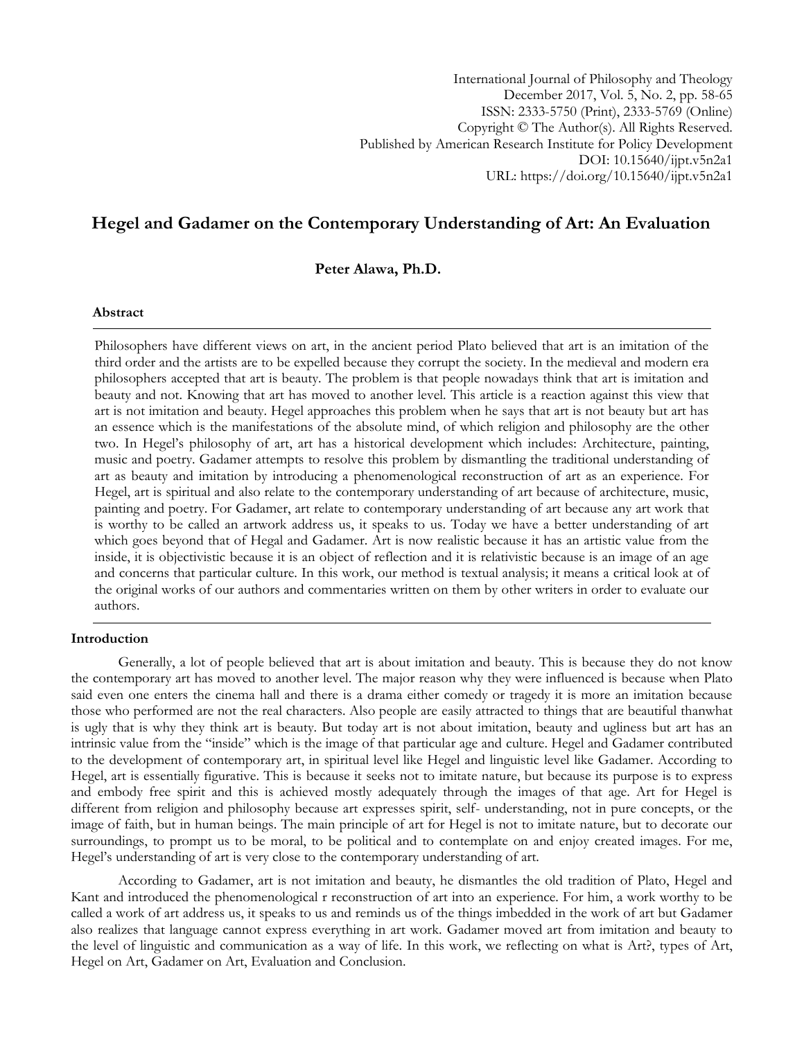International Journal of Philosophy and Theology
December 2017, Vol. 5, No. 2, pp. 58-65
ISSN: 2333-5750 (Print), 2333-5769 (Online)
Copyright © The Author(s). All Rights Reserved.
Published by American Research Institute for Policy Development
DOI: 10.15640/ijpt.v5n2a1
URL: https://doi.org/10.15640/ijpt.v5n2a1

# Hegel and Gadamer on the Contemporary Understanding of Art: An Evaluation

**Peter Alawa, Ph.D.**

### Abstract

Philosophers have different views on art, in the ancient period Plato believed that art is an imitation of the third order and the artists are to be expelled because they corrupt the society. In the medieval and modern era philosophers accepted that art is beauty. The problem is that people nowadays think that art is imitation and beauty and not. Knowing that art has moved to another level. This article is a reaction against this view that art is not imitation and beauty. Hegel approaches this problem when he says that art is not beauty but art has an essence which is the manifestations of the absolute mind, of which religion and philosophy are the other two. In Hegel's philosophy of art, art has a historical development which includes: Architecture, painting, music and poetry. Gadamer attempts to resolve this problem by dismantling the traditional understanding of art as beauty and imitation by introducing a phenomenological reconstruction of art as an experience. For Hegel, art is spiritual and also relate to the contemporary understanding of art because of architecture, music, painting and poetry. For Gadamer, art relate to contemporary understanding of art because any art work that is worthy to be called an artwork address us, it speaks to us. Today we have a better understanding of art which goes beyond that of Hegal and Gadamer. Art is now realistic because it has an artistic value from the inside, it is objectivistic because it is an object of reflection and it is relativistic because is an image of an age and concerns that particular culture. In this work, our method is textual analysis; it means a critical look at of the original works of our authors and commentaries written on them by other writers in order to evaluate our authors.

### Introduction

Generally, a lot of people believed that art is about imitation and beauty. This is because they do not know the contemporary art has moved to another level. The major reason why they were influenced is because when Plato said even one enters the cinema hall and there is a drama either comedy or tragedy it is more an imitation because those who performed are not the real characters. Also people are easily attracted to things that are beautiful thanwhat is ugly that is why they think art is beauty. But today art is not about imitation, beauty and ugliness but art has an intrinsic value from the "inside" which is the image of that particular age and culture. Hegel and Gadamer contributed to the development of contemporary art, in spiritual level like Hegel and linguistic level like Gadamer. According to Hegel, art is essentially figurative. This is because it seeks not to imitate nature, but because its purpose is to express and embody free spirit and this is achieved mostly adequately through the images of that age. Art for Hegel is different from religion and philosophy because art expresses spirit, self- understanding, not in pure concepts, or the image of faith, but in human beings. The main principle of art for Hegel is not to imitate nature, but to decorate our surroundings, to prompt us to be moral, to be political and to contemplate on and enjoy created images. For me, Hegel's understanding of art is very close to the contemporary understanding of art.

According to Gadamer, art is not imitation and beauty, he dismantles the old tradition of Plato, Hegel and Kant and introduced the phenomenological r reconstruction of art into an experience. For him, a work worthy to be called a work of art address us, it speaks to us and reminds us of the things imbedded in the work of art but Gadamer also realizes that language cannot express everything in art work. Gadamer moved art from imitation and beauty to the level of linguistic and communication as a way of life. In this work, we reflecting on what is Art?, types of Art, Hegel on Art, Gadamer on Art, Evaluation and Conclusion.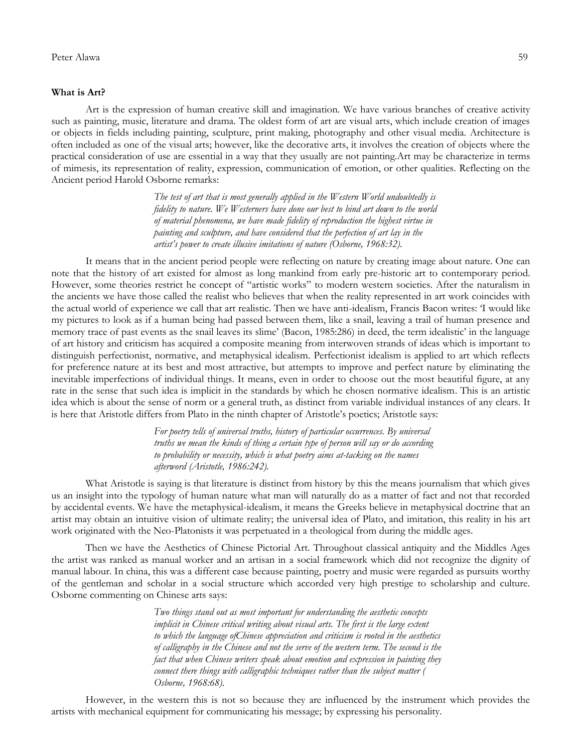**What is Art?**

Art is the expression of human creative skill and imagination. We have various branches of creative activity such as painting, music, literature and drama. The oldest form of art are visual arts, which include creation of images or objects in fields including painting, sculpture, print making, photography and other visual media. Architecture is often included as one of the visual arts; however, like the decorative arts, it involves the creation of objects where the practical consideration of use are essential in a way that they usually are not painting.Art may be characterize in terms of mimesis, its representation of reality, expression, communication of emotion, or other qualities. Reflecting on the Ancient period Harold Osborne remarks:

> *The test of art that is most generally applied in the Western World undoubtedly is fidelity to nature. We Westerners have done our best to bind art down to the world of material phenomena, we have made fidelity of reproduction the highest virtue in painting and sculpture, and have considered that the perfection of art lay in the artist's power to create illusive imitations of nature (Osborne, 1968:32).*

It means that in the ancient period people were reflecting on nature by creating image about nature. One can note that the history of art existed for almost as long mankind from early pre-historic art to contemporary period. However, some theories restrict he concept of "artistic works" to modern western societies. After the naturalism in the ancients we have those called the realist who believes that when the reality represented in art work coincides with the actual world of experience we call that art realistic. Then we have anti-idealism, Francis Bacon writes: 'I would like my pictures to look as if a human being had passed between them, like a snail, leaving a trail of human presence and memory trace of past events as the snail leaves its slime' (Bacon, 1985:286) in deed, the term idealistic' in the language of art history and criticism has acquired a composite meaning from interwoven strands of ideas which is important to distinguish perfectionist, normative, and metaphysical idealism. Perfectionist idealism is applied to art which reflects for preference nature at its best and most attractive, but attempts to improve and perfect nature by eliminating the inevitable imperfections of individual things. It means, even in order to choose out the most beautiful figure, at any rate in the sense that such idea is implicit in the standards by which he chosen normative idealism. This is an artistic idea which is about the sense of norm or a general truth, as distinct from variable individual instances of any clears. It is here that Aristotle differs from Plato in the ninth chapter of Aristotle's poetics; Aristotle says:

> *For poetry tells of universal truths, history of particular occurrences. By universal truths we mean the kinds of thing a certain type of person will say or do according to probability or necessity, which is what poetry aims at-tacking on the names afterword (Aristotle, 1986:242).*

What Aristotle is saying is that literature is distinct from history by this the means journalism that which gives us an insight into the typology of human nature what man will naturally do as a matter of fact and not that recorded by accidental events. We have the metaphysical-idealism, it means the Greeks believe in metaphysical doctrine that an artist may obtain an intuitive vision of ultimate reality; the universal idea of Plato, and imitation, this reality in his art work originated with the Neo-Platonists it was perpetuated in a theological from during the middle ages.

Then we have the Aesthetics of Chinese Pictorial Art. Throughout classical antiquity and the Middles Ages the artist was ranked as manual worker and an artisan in a social framework which did not recognize the dignity of manual labour. In china, this was a different case because painting, poetry and music were regarded as pursuits worthy of the gentleman and scholar in a social structure which accorded very high prestige to scholarship and culture. Osborne commenting on Chinese arts says:

> *Two things stand out as most important for understanding the aesthetic concepts implicit in Chinese critical writing about visual arts. The first is the large extent to which the language ofChinese appreciation and criticism is rooted in the aesthetics of calligraphy in the Chinese and not the serve of the western term. The second is the fact that when Chinese writers speak about emotion and expression in painting they connect there things with calligraphic techniques rather than the subject matter ( Osborne, 1968:68).*

However, in the western this is not so because they are influenced by the instrument which provides the artists with mechanical equipment for communicating his message; by expressing his personality.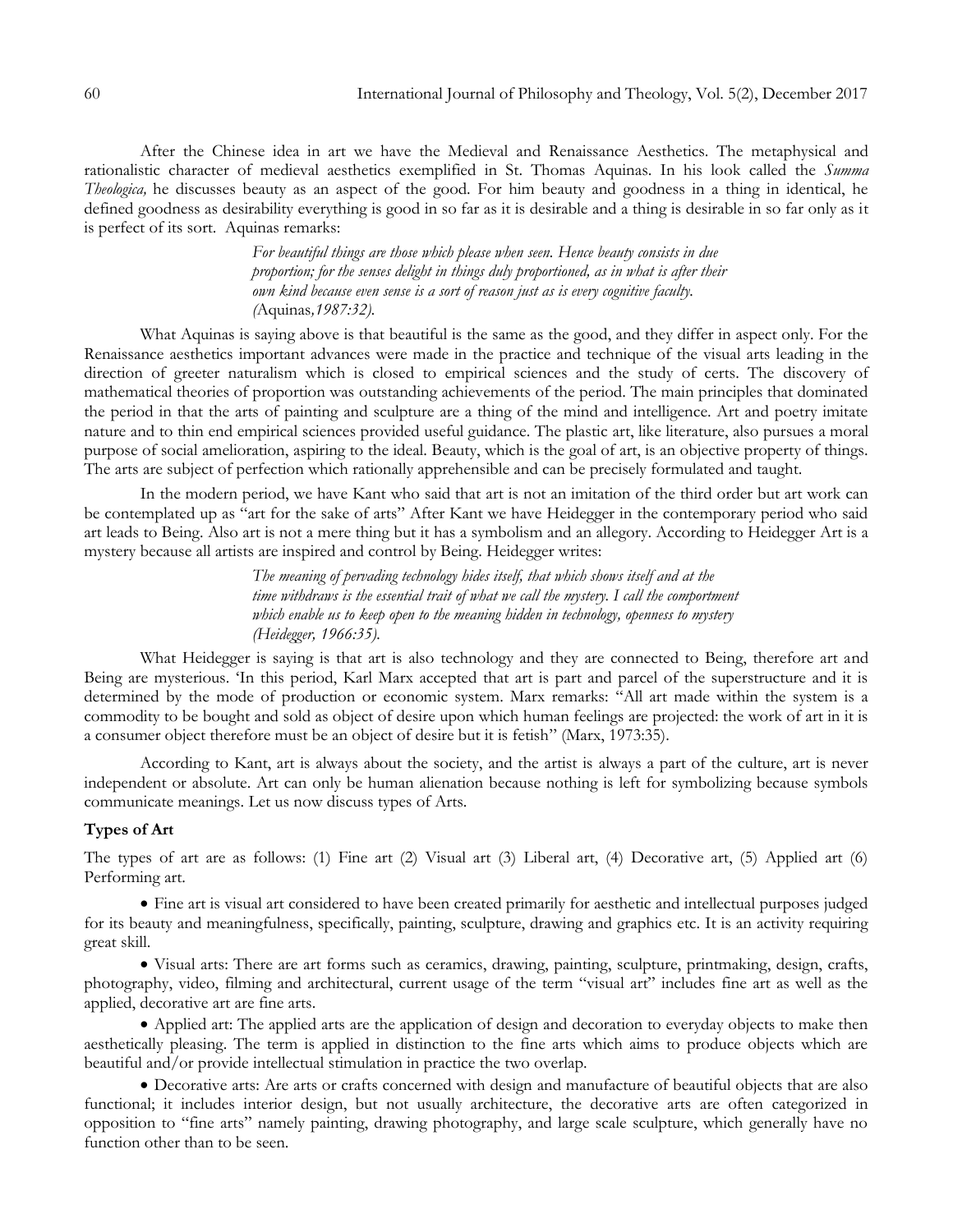After the Chinese idea in art we have the Medieval and Renaissance Aesthetics. The metaphysical and rationalistic character of medieval aesthetics exemplified in St. Thomas Aquinas. In his look called the *Summa Theologica,* he discusses beauty as an aspect of the good. For him beauty and goodness in a thing in identical, he defined goodness as desirability everything is good in so far as it is desirable and a thing is desirable in so far only as it is perfect of its sort. Aquinas remarks:

> *For beautiful things are those which please when seen. Hence beauty consists in due proportion; for the senses delight in things duly proportioned, as in what is after their own kind because even sense is a sort of reason just as is every cognitive faculty. (*Aquinas*,1987:32).*

What Aquinas is saying above is that beautiful is the same as the good, and they differ in aspect only. For the Renaissance aesthetics important advances were made in the practice and technique of the visual arts leading in the direction of greeter naturalism which is closed to empirical sciences and the study of certs. The discovery of mathematical theories of proportion was outstanding achievements of the period. The main principles that dominated the period in that the arts of painting and sculpture are a thing of the mind and intelligence. Art and poetry imitate nature and to thin end empirical sciences provided useful guidance. The plastic art, like literature, also pursues a moral purpose of social amelioration, aspiring to the ideal. Beauty, which is the goal of art, is an objective property of things. The arts are subject of perfection which rationally apprehensible and can be precisely formulated and taught.

In the modern period, we have Kant who said that art is not an imitation of the third order but art work can be contemplated up as "art for the sake of arts" After Kant we have Heidegger in the contemporary period who said art leads to Being. Also art is not a mere thing but it has a symbolism and an allegory. According to Heidegger Art is a mystery because all artists are inspired and control by Being. Heidegger writes:

> *The meaning of pervading technology hides itself, that which shows itself and at the time withdraws is the essential trait of what we call the mystery. I call the comportment which enable us to keep open to the meaning hidden in technology, openness to mystery (Heidegger, 1966:35).*

What Heidegger is saying is that art is also technology and they are connected to Being, therefore art and Being are mysterious. 'In this period, Karl Marx accepted that art is part and parcel of the superstructure and it is determined by the mode of production or economic system. Marx remarks: "All art made within the system is a commodity to be bought and sold as object of desire upon which human feelings are projected: the work of art in it is a consumer object therefore must be an object of desire but it is fetish" (Marx, 1973:35).

According to Kant, art is always about the society, and the artist is always a part of the culture, art is never independent or absolute. Art can only be human alienation because nothing is left for symbolizing because symbols communicate meanings. Let us now discuss types of Arts.

**Types of Art**

The types of art are as follows: (1) Fine art (2) Visual art (3) Liberal art, (4) Decorative art, (5) Applied art (6) Performing art.

- Fine art is visual art considered to have been created primarily for aesthetic and intellectual purposes judged for its beauty and meaningfulness, specifically, painting, sculpture, drawing and graphics etc. It is an activity requiring great skill.
- Visual arts: There are art forms such as ceramics, drawing, painting, sculpture, printmaking, design, crafts, photography, video, filming and architectural, current usage of the term "visual art" includes fine art as well as the applied, decorative art are fine arts.
- Applied art: The applied arts are the application of design and decoration to everyday objects to make then aesthetically pleasing. The term is applied in distinction to the fine arts which aims to produce objects which are beautiful and/or provide intellectual stimulation in practice the two overlap.
- Decorative arts: Are arts or crafts concerned with design and manufacture of beautiful objects that are also functional; it includes interior design, but not usually architecture, the decorative arts are often categorized in opposition to "fine arts" namely painting, drawing photography, and large scale sculpture, which generally have no function other than to be seen.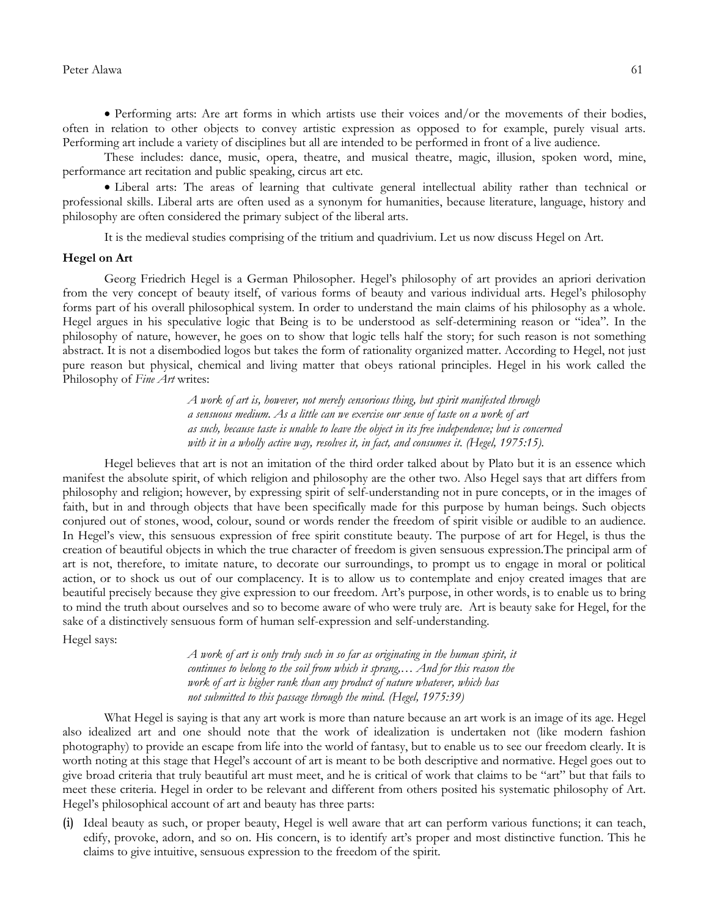• Performing arts: Are art forms in which artists use their voices and/or the movements of their bodies, often in relation to other objects to convey artistic expression as opposed to for example, purely visual arts. Performing art include a variety of disciplines but all are intended to be performed in front of a live audience.

These includes: dance, music, opera, theatre, and musical theatre, magic, illusion, spoken word, mine, performance art recitation and public speaking, circus art etc.

• Liberal arts: The areas of learning that cultivate general intellectual ability rather than technical or professional skills. Liberal arts are often used as a synonym for humanities, because literature, language, history and philosophy are often considered the primary subject of the liberal arts.

It is the medieval studies comprising of the tritium and quadrivium. Let us now discuss Hegel on Art.

**Hegel on Art**

Georg Friedrich Hegel is a German Philosopher. Hegel's philosophy of art provides an apriori derivation from the very concept of beauty itself, of various forms of beauty and various individual arts. Hegel's philosophy forms part of his overall philosophical system. In order to understand the main claims of his philosophy as a whole. Hegel argues in his speculative logic that Being is to be understood as self-determining reason or "idea". In the philosophy of nature, however, he goes on to show that logic tells half the story; for such reason is not something abstract. It is not a disembodied logos but takes the form of rationality organized matter. According to Hegel, not just pure reason but physical, chemical and living matter that obeys rational principles. Hegel in his work called the Philosophy of *Fine Art* writes:

> *A work of art is, however, not merely censorious thing, but spirit manifested through a sensuous medium. As a little can we exercise our sense of taste on a work of art as such, because taste is unable to leave the object in its free independence; but is concerned with it in a wholly active way, resolves it, in fact, and consumes it. (Hegel, 1975:15).*

Hegel believes that art is not an imitation of the third order talked about by Plato but it is an essence which manifest the absolute spirit, of which religion and philosophy are the other two. Also Hegel says that art differs from philosophy and religion; however, by expressing spirit of self-understanding not in pure concepts, or in the images of faith, but in and through objects that have been specifically made for this purpose by human beings. Such objects conjured out of stones, wood, colour, sound or words render the freedom of spirit visible or audible to an audience. In Hegel's view, this sensuous expression of free spirit constitute beauty. The purpose of art for Hegel, is thus the creation of beautiful objects in which the true character of freedom is given sensuous expression.The principal arm of art is not, therefore, to imitate nature, to decorate our surroundings, to prompt us to engage in moral or political action, or to shock us out of our complacency. It is to allow us to contemplate and enjoy created images that are beautiful precisely because they give expression to our freedom. Art's purpose, in other words, is to enable us to bring to mind the truth about ourselves and so to become aware of who were truly are. Art is beauty sake for Hegel, for the sake of a distinctively sensuous form of human self-expression and self-understanding.

Hegel says:

> *A work of art is only truly such in so far as originating in the human spirit, it continues to belong to the soil from which it sprang,… And for this reason the work of art is higher rank than any product of nature whatever, which has not submitted to this passage through the mind. (Hegel, 1975:39)*

What Hegel is saying is that any art work is more than nature because an art work is an image of its age. Hegel also idealized art and one should note that the work of idealization is undertaken not (like modern fashion photography) to provide an escape from life into the world of fantasy, but to enable us to see our freedom clearly. It is worth noting at this stage that Hegel's account of art is meant to be both descriptive and normative. Hegel goes out to give broad criteria that truly beautiful art must meet, and he is critical of work that claims to be "art" but that fails to meet these criteria. Hegel in order to be relevant and different from others posited his systematic philosophy of Art. Hegel's philosophical account of art and beauty has three parts:

(i) Ideal beauty as such, or proper beauty, Hegel is well aware that art can perform various functions; it can teach, edify, provoke, adorn, and so on. His concern, is to identify art's proper and most distinctive function. This he claims to give intuitive, sensuous expression to the freedom of the spirit.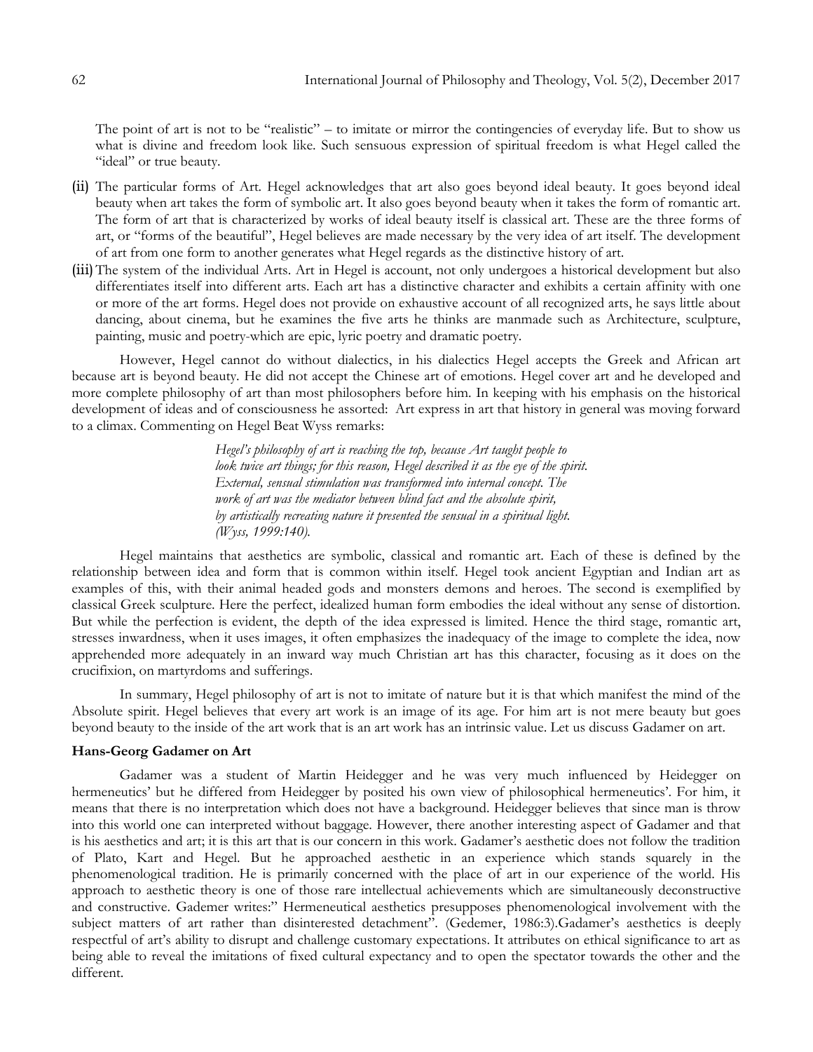The point of art is not to be "realistic" – to imitate or mirror the contingencies of everyday life. But to show us what is divine and freedom look like. Such sensuous expression of spiritual freedom is what Hegel called the "ideal" or true beauty.

(ii) The particular forms of Art. Hegel acknowledges that art also goes beyond ideal beauty. It goes beyond ideal beauty when art takes the form of symbolic art. It also goes beyond beauty when it takes the form of romantic art. The form of art that is characterized by works of ideal beauty itself is classical art. These are the three forms of art, or "forms of the beautiful", Hegel believes are made necessary by the very idea of art itself. The development of art from one form to another generates what Hegel regards as the distinctive history of art.

(iii) The system of the individual Arts. Art in Hegel is account, not only undergoes a historical development but also differentiates itself into different arts. Each art has a distinctive character and exhibits a certain affinity with one or more of the art forms. Hegel does not provide on exhaustive account of all recognized arts, he says little about dancing, about cinema, but he examines the five arts he thinks are manmade such as Architecture, sculpture, painting, music and poetry-which are epic, lyric poetry and dramatic poetry.

However, Hegel cannot do without dialectics, in his dialectics Hegel accepts the Greek and African art because art is beyond beauty. He did not accept the Chinese art of emotions. Hegel cover art and he developed and more complete philosophy of art than most philosophers before him. In keeping with his emphasis on the historical development of ideas and of consciousness he assorted: Art express in art that history in general was moving forward to a climax. Commenting on Hegel Beat Wyss remarks:

> *Hegel's philosophy of art is reaching the top, because Art taught people to look twice art things; for this reason, Hegel described it as the eye of the spirit. External, sensual stimulation was transformed into internal concept. The work of art was the mediator between blind fact and the absolute spirit, by artistically recreating nature it presented the sensual in a spiritual light. (Wyss, 1999:140).*

Hegel maintains that aesthetics are symbolic, classical and romantic art. Each of these is defined by the relationship between idea and form that is common within itself. Hegel took ancient Egyptian and Indian art as examples of this, with their animal headed gods and monsters demons and heroes. The second is exemplified by classical Greek sculpture. Here the perfect, idealized human form embodies the ideal without any sense of distortion. But while the perfection is evident, the depth of the idea expressed is limited. Hence the third stage, romantic art, stresses inwardness, when it uses images, it often emphasizes the inadequacy of the image to complete the idea, now apprehended more adequately in an inward way much Christian art has this character, focusing as it does on the crucifixion, on martyrdoms and sufferings.

In summary, Hegel philosophy of art is not to imitate of nature but it is that which manifest the mind of the Absolute spirit. Hegel believes that every art work is an image of its age. For him art is not mere beauty but goes beyond beauty to the inside of the art work that is an art work has an intrinsic value. Let us discuss Gadamer on art.

**Hans-Georg Gadamer on Art**

Gadamer was a student of Martin Heidegger and he was very much influenced by Heidegger on hermeneutics' but he differed from Heidegger by posited his own view of philosophical hermeneutics'. For him, it means that there is no interpretation which does not have a background. Heidegger believes that since man is throw into this world one can interpreted without baggage. However, there another interesting aspect of Gadamer and that is his aesthetics and art; it is this art that is our concern in this work. Gadamer's aesthetic does not follow the tradition of Plato, Kart and Hegel. But he approached aesthetic in an experience which stands squarely in the phenomenological tradition. He is primarily concerned with the place of art in our experience of the world. His approach to aesthetic theory is one of those rare intellectual achievements which are simultaneously deconstructive and constructive. Gademer writes:" Hermeneutical aesthetics presupposes phenomenological involvement with the subject matters of art rather than disinterested detachment". (Gedemer, 1986:3).Gadamer's aesthetics is deeply respectful of art's ability to disrupt and challenge customary expectations. It attributes on ethical significance to art as being able to reveal the imitations of fixed cultural expectancy and to open the spectator towards the other and the different.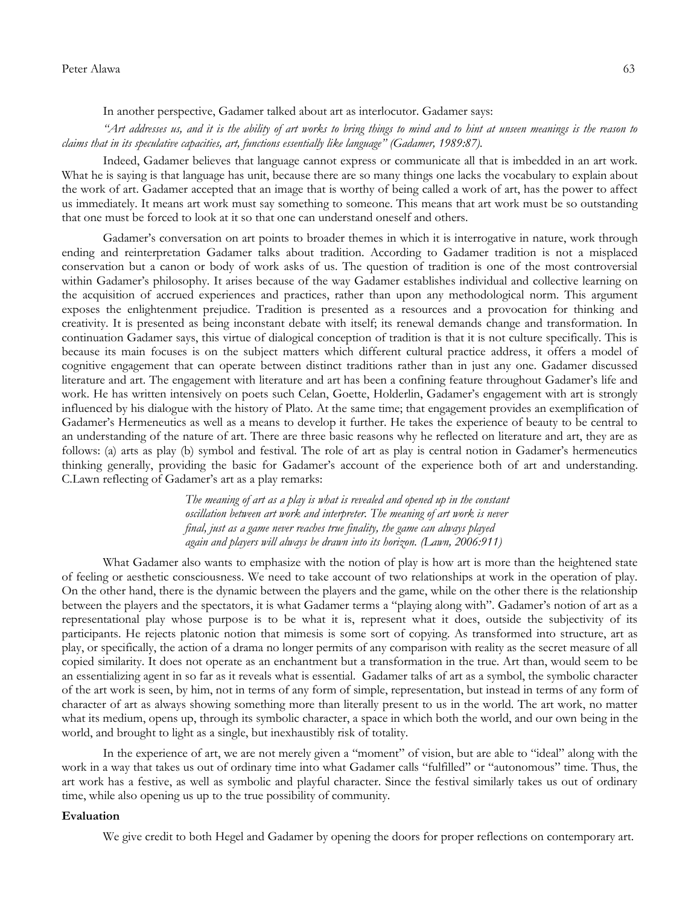In another perspective, Gadamer talked about art as interlocutor. Gadamer says:

*"Art addresses us, and it is the ability of art works to bring things to mind and to hint at unseen meanings is the reason to claims that in its speculative capacities, art, functions essentially like language" (Gadamer, 1989:87).*

Indeed, Gadamer believes that language cannot express or communicate all that is imbedded in an art work. What he is saying is that language has unit, because there are so many things one lacks the vocabulary to explain about the work of art. Gadamer accepted that an image that is worthy of being called a work of art, has the power to affect us immediately. It means art work must say something to someone. This means that art work must be so outstanding that one must be forced to look at it so that one can understand oneself and others.

Gadamer's conversation on art points to broader themes in which it is interrogative in nature, work through ending and reinterpretation Gadamer talks about tradition. According to Gadamer tradition is not a misplaced conservation but a canon or body of work asks of us. The question of tradition is one of the most controversial within Gadamer's philosophy. It arises because of the way Gadamer establishes individual and collective learning on the acquisition of accrued experiences and practices, rather than upon any methodological norm. This argument exposes the enlightenment prejudice. Tradition is presented as a resources and a provocation for thinking and creativity. It is presented as being inconstant debate with itself; its renewal demands change and transformation. In continuation Gadamer says, this virtue of dialogical conception of tradition is that it is not culture specifically. This is because its main focuses is on the subject matters which different cultural practice address, it offers a model of cognitive engagement that can operate between distinct traditions rather than in just any one. Gadamer discussed literature and art. The engagement with literature and art has been a confining feature throughout Gadamer's life and work. He has written intensively on poets such Celan, Goette, Holderlin, Gadamer's engagement with art is strongly influenced by his dialogue with the history of Plato. At the same time; that engagement provides an exemplification of Gadamer's Hermeneutics as well as a means to develop it further. He takes the experience of beauty to be central to an understanding of the nature of art. There are three basic reasons why he reflected on literature and art, they are as follows: (a) arts as play (b) symbol and festival. The role of art as play is central notion in Gadamer's hermeneutics thinking generally, providing the basic for Gadamer's account of the experience both of art and understanding. C.Lawn reflecting of Gadamer's art as a play remarks:

> *The meaning of art as a play is what is revealed and opened up in the constant oscillation between art work and interpreter. The meaning of art work is never final, just as a game never reaches true finality, the game can always played again and players will always be drawn into its horizon. (Lawn, 2006:911)*

What Gadamer also wants to emphasize with the notion of play is how art is more than the heightened state of feeling or aesthetic consciousness. We need to take account of two relationships at work in the operation of play. On the other hand, there is the dynamic between the players and the game, while on the other there is the relationship between the players and the spectators, it is what Gadamer terms a "playing along with". Gadamer's notion of art as a representational play whose purpose is to be what it is, represent what it does, outside the subjectivity of its participants. He rejects platonic notion that mimesis is some sort of copying. As transformed into structure, art as play, or specifically, the action of a drama no longer permits of any comparison with reality as the secret measure of all copied similarity. It does not operate as an enchantment but a transformation in the true. Art than, would seem to be an essentializing agent in so far as it reveals what is essential. Gadamer talks of art as a symbol, the symbolic character of the art work is seen, by him, not in terms of any form of simple, representation, but instead in terms of any form of character of art as always showing something more than literally present to us in the world. The art work, no matter what its medium, opens up, through its symbolic character, a space in which both the world, and our own being in the world, and brought to light as a single, but inexhaustibly risk of totality.

In the experience of art, we are not merely given a "moment" of vision, but are able to "ideal" along with the work in a way that takes us out of ordinary time into what Gadamer calls "fulfilled" or "autonomous" time. Thus, the art work has a festive, as well as symbolic and playful character. Since the festival similarly takes us out of ordinary time, while also opening us up to the true possibility of community.

**Evaluation**

We give credit to both Hegel and Gadamer by opening the doors for proper reflections on contemporary art.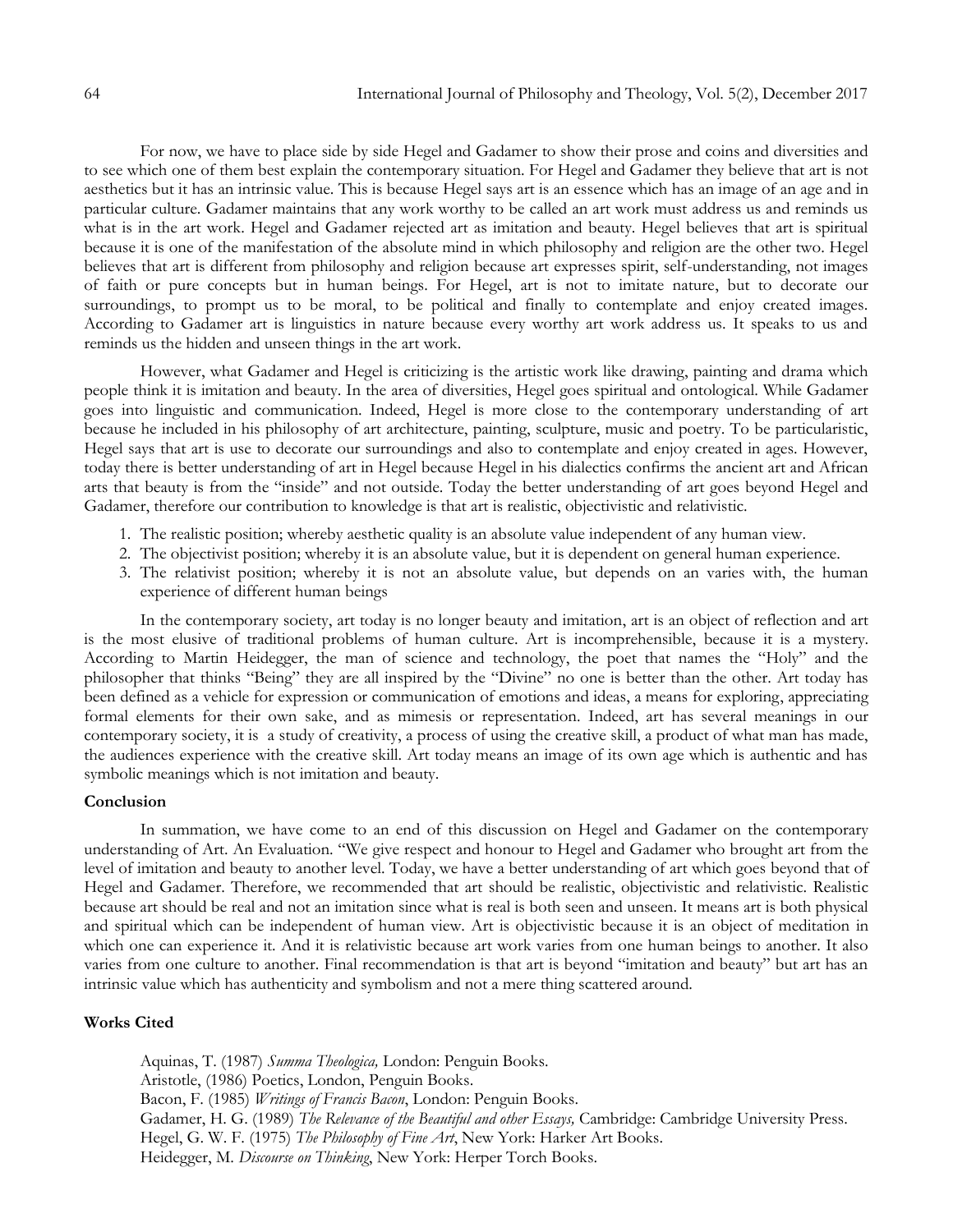For now, we have to place side by side Hegel and Gadamer to show their prose and coins and diversities and to see which one of them best explain the contemporary situation. For Hegel and Gadamer they believe that art is not aesthetics but it has an intrinsic value. This is because Hegel says art is an essence which has an image of an age and in particular culture. Gadamer maintains that any work worthy to be called an art work must address us and reminds us what is in the art work. Hegel and Gadamer rejected art as imitation and beauty. Hegel believes that art is spiritual because it is one of the manifestation of the absolute mind in which philosophy and religion are the other two. Hegel believes that art is different from philosophy and religion because art expresses spirit, self-understanding, not images of faith or pure concepts but in human beings. For Hegel, art is not to imitate nature, but to decorate our surroundings, to prompt us to be moral, to be political and finally to contemplate and enjoy created images. According to Gadamer art is linguistics in nature because every worthy art work address us. It speaks to us and reminds us the hidden and unseen things in the art work.

However, what Gadamer and Hegel is criticizing is the artistic work like drawing, painting and drama which people think it is imitation and beauty. In the area of diversities, Hegel goes spiritual and ontological. While Gadamer goes into linguistic and communication. Indeed, Hegel is more close to the contemporary understanding of art because he included in his philosophy of art architecture, painting, sculpture, music and poetry. To be particularistic, Hegel says that art is use to decorate our surroundings and also to contemplate and enjoy created in ages. However, today there is better understanding of art in Hegel because Hegel in his dialectics confirms the ancient art and African arts that beauty is from the "inside" and not outside. Today the better understanding of art goes beyond Hegel and Gadamer, therefore our contribution to knowledge is that art is realistic, objectivistic and relativistic.

1. The realistic position; whereby aesthetic quality is an absolute value independent of any human view.
2. The objectivist position; whereby it is an absolute value, but it is dependent on general human experience.
3. The relativist position; whereby it is not an absolute value, but depends on an varies with, the human experience of different human beings

In the contemporary society, art today is no longer beauty and imitation, art is an object of reflection and art is the most elusive of traditional problems of human culture. Art is incomprehensible, because it is a mystery. According to Martin Heidegger, the man of science and technology, the poet that names the "Holy" and the philosopher that thinks "Being" they are all inspired by the "Divine" no one is better than the other. Art today has been defined as a vehicle for expression or communication of emotions and ideas, a means for exploring, appreciating formal elements for their own sake, and as mimesis or representation. Indeed, art has several meanings in our contemporary society, it is a study of creativity, a process of using the creative skill, a product of what man has made, the audiences experience with the creative skill. Art today means an image of its own age which is authentic and has symbolic meanings which is not imitation and beauty.

## Conclusion

In summation, we have come to an end of this discussion on Hegel and Gadamer on the contemporary understanding of Art. An Evaluation. "We give respect and honour to Hegel and Gadamer who brought art from the level of imitation and beauty to another level. Today, we have a better understanding of art which goes beyond that of Hegel and Gadamer. Therefore, we recommended that art should be realistic, objectivistic and relativistic. Realistic because art should be real and not an imitation since what is real is both seen and unseen. It means art is both physical and spiritual which can be independent of human view. Art is objectivistic because it is an object of meditation in which one can experience it. And it is relativistic because art work varies from one human beings to another. It also varies from one culture to another. Final recommendation is that art is beyond "imitation and beauty" but art has an intrinsic value which has authenticity and symbolism and not a mere thing scattered around.

## Works Cited

Aquinas, T. (1987) *Summa Theologica,* London: Penguin Books.

Aristotle, (1986) Poetics, London, Penguin Books.

Bacon, F. (1985) *Writings of Francis Bacon*, London: Penguin Books.

Gadamer, H. G. (1989) *The Relevance of the Beautiful and other Essays,* Cambridge: Cambridge University Press.

Hegel, G. W. F. (1975) *The Philosophy of Fine Art*, New York: Harker Art Books.

Heidegger, M. *Discourse on Thinking*, New York: Herper Torch Books.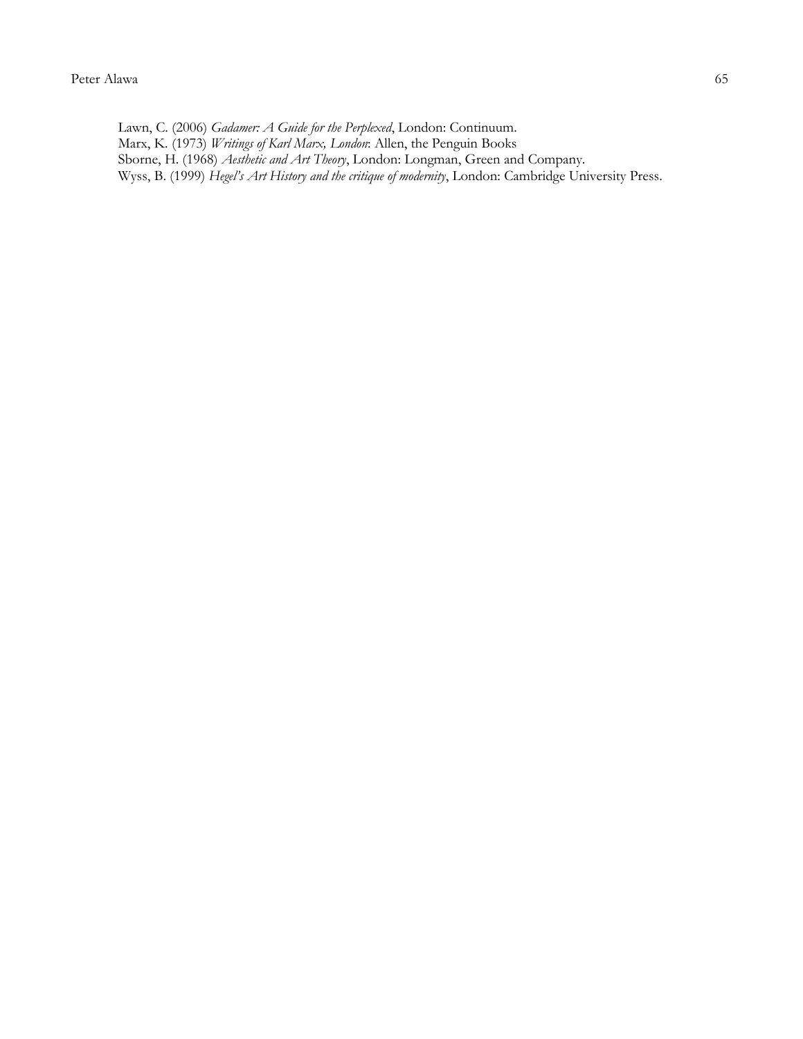Lawn, C. (2006) *Gadamer: A Guide for the Perplexed*, London: Continuum.
Marx, K. (1973) *Writings of Karl Marx, London*: Allen, the Penguin Books
Sborne, H. (1968) *Aesthetic and Art Theory*, London: Longman, Green and Company.
Wyss, B. (1999) *Hegel's Art History and the critique of modernity*, London: Cambridge University Press.